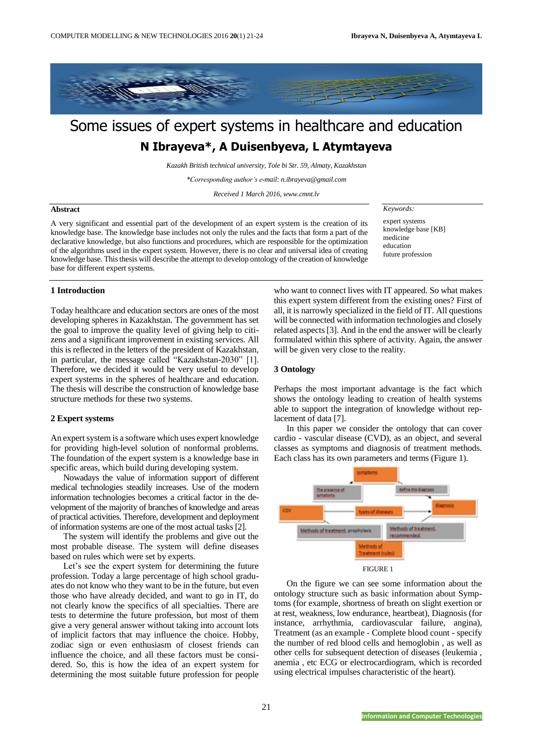# Some issues of expert systems in healthcare and education

## N Ibrayeva*, A Duisenbyeva, L Atymtayeva

*Kazakh British technical university, Tole bi Str. 59, Almaty, Kazakhstan*

*\*Corresponding author's e-mail: n.ibrayeva@gmail.com*

*Received 1 March 2016, www.cmnt.lv*

**Abstract**

A very significant and essential part of the development of an expert system is the creation of its knowledge base. The knowledge base includes not only the rules and the facts that form a part of the declarative knowledge, but also functions and procedures, which are responsible for the optimization of the algorithms used in the expert system. However, there is no clear and universal idea of creating knowledge base. This thesis will describe the attempt to develop ontology of the creation of knowledge base for different expert systems.

*Keywords:*

expert systems
knowledge base [KB]
medicine
education
future profession

## 1 Introduction

Today healthcare and education sectors are ones of the most developing spheres in Kazakhstan. The government has set the goal to improve the quality level of giving help to citizens and a significant improvement in existing services. All this is reflected in the letters of the president of Kazakhstan, in particular, the message called "Kazakhstan-2030" [1]. Therefore, we decided it would be very useful to develop expert systems in the spheres of healthcare and education. The thesis will describe the construction of knowledge base structure methods for these two systems.

## 2 Expert systems

An expert system is a software which uses expert knowledge for providing high-level solution of nonformal problems. The foundation of the expert system is a knowledge base in specific areas, which build during developing system.

Nowadays the value of information support of different medical technologies steadily increases. Use of the modern information technologies becomes a critical factor in the development of the majority of branches of knowledge and areas of practical activities. Therefore, development and deployment of information systems are one of the most actual tasks [2].

The system will identify the problems and give out the most probable disease. The system will define diseases based on rules which were set by experts.

Let's see the expert system for determining the future profession. Today a large percentage of high school graduates do not know who they want to be in the future, but even those who have already decided, and want to go in IT, do not clearly know the specifics of all specialties. There are tests to determine the future profession, but most of them give a very general answer without taking into account lots of implicit factors that may influence the choice. Hobby, zodiac sign or even enthusiasm of closest friends can influence the choice, and all these factors must be considered. So, this is how the idea of an expert system for determining the most suitable future profession for people who want to connect lives with IT appeared. So what makes this expert system different from the existing ones? First of all, it is narrowly specialized in the field of IT. All questions will be connected with information technologies and closely related aspects [3]. And in the end the answer will be clearly formulated within this sphere of activity. Again, the answer will be given very close to the reality.

## 3 Ontology

Perhaps the most important advantage is the fact which shows the ontology leading to creation of health systems able to support the integration of knowledge without replacement of data [7].

In this paper we consider the ontology that can cover cardio - vascular disease (CVD), as an object, and several classes as symptoms and diagnosis of treatment methods. Each class has its own parameters and terms (Figure 1).

FIGURE 1

On the figure we can see some information about the ontology structure such as basic information about Symptoms (for example, shortness of breath on slight exertion or at rest, weakness, low endurance, heartbeat), Diagnosis (for instance, arrhythmia, cardiovascular failure, angina), Treatment (as an example - Complete blood count - specify the number of red blood cells and hemoglobin , as well as other cells for subsequent detection of diseases (leukemia , anemia , etc ECG or electrocardiogram, which is recorded using electrical impulses characteristic of the heart).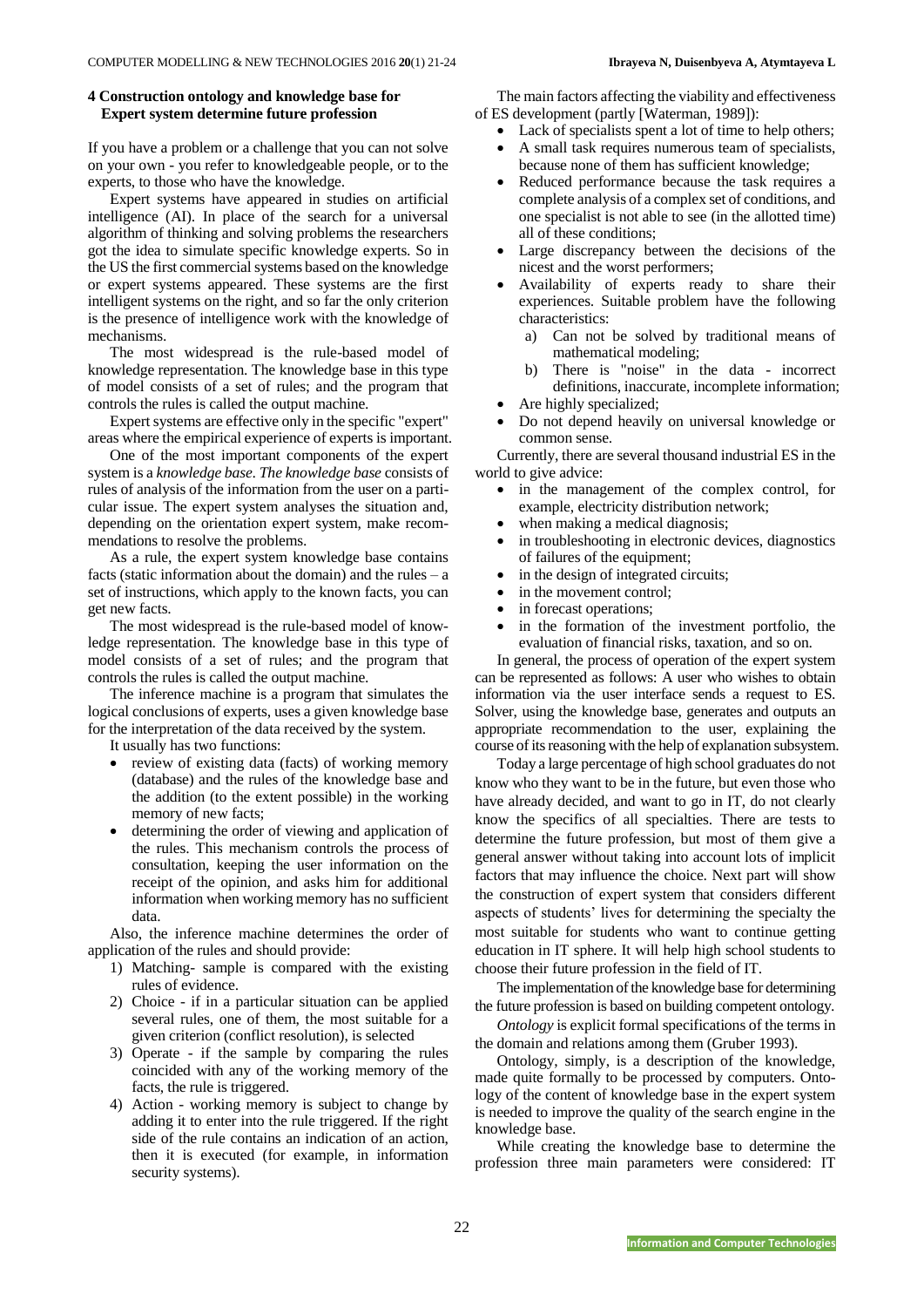## 4 Construction ontology and knowledge base for Expert system determine future profession

If you have a problem or a challenge that you can not solve on your own - you refer to knowledgeable people, or to the experts, to those who have the knowledge.

Expert systems have appeared in studies on artificial intelligence (AI). In place of the search for a universal algorithm of thinking and solving problems the researchers got the idea to simulate specific knowledge experts. So in the US the first commercial systems based on the knowledge or expert systems appeared. These systems are the first intelligent systems on the right, and so far the only criterion is the presence of intelligence work with the knowledge of mechanisms.

The most widespread is the rule-based model of knowledge representation. The knowledge base in this type of model consists of a set of rules; and the program that controls the rules is called the output machine.

Expert systems are effective only in the specific "expert" areas where the empirical experience of experts is important.

One of the most important components of the expert system is a *knowledge base*. *The knowledge base* consists of rules of analysis of the information from the user on a particular issue. The expert system analyses the situation and, depending on the orientation expert system, make recommendations to resolve the problems.

As a rule, the expert system knowledge base contains facts (static information about the domain) and the rules – a set of instructions, which apply to the known facts, you can get new facts.

The most widespread is the rule-based model of knowledge representation. The knowledge base in this type of model consists of a set of rules; and the program that controls the rules is called the output machine.

The inference machine is a program that simulates the logical conclusions of experts, uses a given knowledge base for the interpretation of the data received by the system.

It usually has two functions:

- review of existing data (facts) of working memory (database) and the rules of the knowledge base and the addition (to the extent possible) in the working memory of new facts;
- determining the order of viewing and application of the rules. This mechanism controls the process of consultation, keeping the user information on the receipt of the opinion, and asks him for additional information when working memory has no sufficient data.

Also, the inference machine determines the order of application of the rules and should provide:

1) Matching- sample is compared with the existing rules of evidence.
2) Choice - if in a particular situation can be applied several rules, one of them, the most suitable for a given criterion (conflict resolution), is selected
3) Operate - if the sample by comparing the rules coincided with any of the working memory of the facts, the rule is triggered.
4) Action - working memory is subject to change by adding it to enter into the rule triggered. If the right side of the rule contains an indication of an action, then it is executed (for example, in information security systems).

The main factors affecting the viability and effectiveness of ES development (partly [Waterman, 1989]):

- Lack of specialists spent a lot of time to help others;
- A small task requires numerous team of specialists, because none of them has sufficient knowledge;
- Reduced performance because the task requires a complete analysis of a complex set of conditions, and one specialist is not able to see (in the allotted time) all of these conditions;
- Large discrepancy between the decisions of the nicest and the worst performers;
- Availability of experts ready to share their experiences. Suitable problem have the following characteristics:
  a) Can not be solved by traditional means of mathematical modeling;
  b) There is "noise" in the data - incorrect definitions, inaccurate, incomplete information;
- Are highly specialized;
- Do not depend heavily on universal knowledge or common sense.

Currently, there are several thousand industrial ES in the world to give advice:

- in the management of the complex control, for example, electricity distribution network;
- when making a medical diagnosis;
- in troubleshooting in electronic devices, diagnostics of failures of the equipment;
- in the design of integrated circuits;
- in the movement control;
- in forecast operations;
- in the formation of the investment portfolio, the evaluation of financial risks, taxation, and so on.

In general, the process of operation of the expert system can be represented as follows: A user who wishes to obtain information via the user interface sends a request to ES. Solver, using the knowledge base, generates and outputs an appropriate recommendation to the user, explaining the course of its reasoning with the help of explanation subsystem.

Today a large percentage of high school graduates do not know who they want to be in the future, but even those who have already decided, and want to go in IT, do not clearly know the specifics of all specialties. There are tests to determine the future profession, but most of them give a general answer without taking into account lots of implicit factors that may influence the choice. Next part will show the construction of expert system that considers different aspects of students' lives for determining the specialty the most suitable for students who want to continue getting education in IT sphere. It will help high school students to choose their future profession in the field of IT.

The implementation of the knowledge base for determining the future profession is based on building competent ontology.

*Ontology* is explicit formal specifications of the terms in the domain and relations among them (Gruber 1993).

Ontology, simply, is a description of the knowledge, made quite formally to be processed by computers. Ontology of the content of knowledge base in the expert system is needed to improve the quality of the search engine in the knowledge base.

While creating the knowledge base to determine the profession three main parameters were considered: IT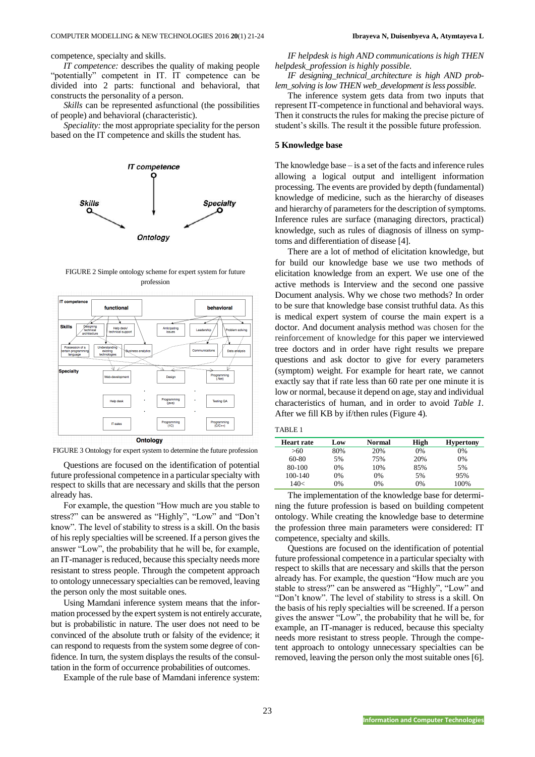competence, specialty and skills.

*IT competence:* describes the quality of making people "potentially" competent in IT. IT competence can be divided into 2 parts: functional and behavioral, that constructs the personality of a person.

*Skills* can be represented asfunctional (the possibilities of people) and behavioral (characteristic).

*Speciality:* the most appropriate speciality for the person based on the IT competence and skills the student has.

FIGURE 2 Simple ontology scheme for expert system for future profession

FIGURE 3 Ontology for expert system to determine the future profession

Questions are focused on the identification of potential future professional competence in a particular specialty with respect to skills that are necessary and skills that the person already has.

For example, the question "How much are you stable to stress?" can be answered as "Highly", "Low" and "Don't know". The level of stability to stress is a skill. On the basis of his reply specialties will be screened. If a person gives the answer "Low", the probability that he will be, for example, an IT-manager is reduced, because this specialty needs more resistant to stress people. Through the competent approach to ontology unnecessary specialties can be removed, leaving the person only the most suitable ones.

Using Mamdani inference system means that the information processed by the expert system is not entirely accurate, but is probabilistic in nature. The user does not need to be convinced of the absolute truth or falsity of the evidence; it can respond to requests from the system some degree of confidence. In turn, the system displays the results of the consultation in the form of occurrence probabilities of outcomes.

Example of the rule base of Mamdani inference system:

*IF helpdesk is high AND communications is high THEN helpdesk_profession is highly possible.*

*IF designing_technical_architecture is high AND problem_solving is low THEN web_development is less possible.*

The inference system gets data from two inputs that represent IT-competence in functional and behavioral ways. Then it constructs the rules for making the precise picture of student's skills. The result it the possible future profession.

## 5 Knowledge base

The knowledge base – is a set of the facts and inference rules allowing a logical output and intelligent information processing. The events are provided by depth (fundamental) knowledge of medicine, such as the hierarchy of diseases and hierarchy of parameters for the description of symptoms. Inference rules are surface (managing directors, practical) knowledge, such as rules of diagnosis of illness on symptoms and differentiation of disease [4].

There are a lot of method of elicitation knowledge, but for build our knowledge base we use two methods of elicitation knowledge from an expert. We use one of the active methods is Interview and the second one passive Document analysis. Why we chose two methods? In order to be sure that knowledge base consist truthful data. As this is medical expert system of course the main expert is a doctor. And document analysis method was chosen for the reinforcement of knowledge for this paper we interviewed tree doctors and in order have right results we prepare questions and ask doctor to give for every parameters (symptom) weight. For example for heart rate, we cannot exactly say that if rate less than 60 rate per one minute it is low or normal, because it depend on age, stay and individual characteristics of human, and in order to avoid *Table 1*. After we fill KB by if/then rules (Figure 4).

TABLE 1

| Heart rate | Low | Normal | High | Hypertony |
|---|---|---|---|---|
| >60 | 80% | 20% | 0% | 0% |
| 60-80 | 5% | 75% | 20% | 0% |
| 80-100 | 0% | 10% | 85% | 5% |
| 100-140 | 0% | 0% | 5% | 95% |
| 140< | 0% | 0% | 0% | 100% |

The implementation of the knowledge base for determining the future profession is based on building competent ontology. While creating the knowledge base to determine the profession three main parameters were considered: IT competence, specialty and skills.

Questions are focused on the identification of potential future professional competence in a particular specialty with respect to skills that are necessary and skills that the person already has. For example, the question "How much are you stable to stress?" can be answered as "Highly", "Low" and "Don't know". The level of stability to stress is a skill. On the basis of his reply specialties will be screened. If a person gives the answer "Low", the probability that he will be, for example, an IT-manager is reduced, because this specialty needs more resistant to stress people. Through the competent approach to ontology unnecessary specialties can be removed, leaving the person only the most suitable ones [6].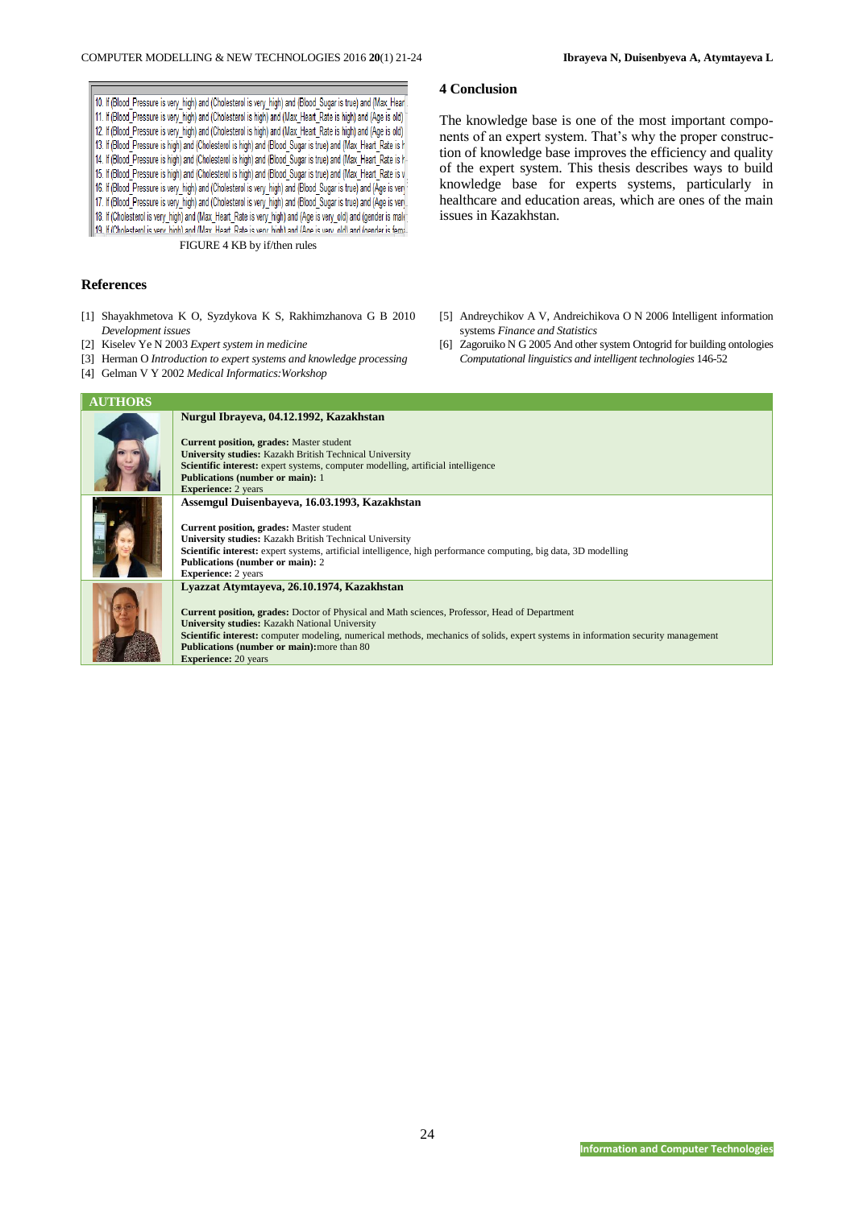10. If (Blood_Pressure is very_high) and (Cholesterol is very_high) and (Blood_Sugar is true) and (Max_Heart
11. If (Blood_Pressure is very_high) and (Cholesterol is high) and (Max_Heart_Rate is high) and (Age is old)
12. If (Blood_Pressure is very_high) and (Cholesterol is high) and (Max_Heart_Rate is high) and (Age is old)
13. If (Blood_Pressure is high) and (Cholesterol is high) and (Blood_Sugar is true) and (Max_Heart_Rate is h
14. If (Blood_Pressure is high) and (Cholesterol is high) and (Blood_Sugar is true) and (Max_Heart_Rate is h
15. If (Blood_Pressure is high) and (Cholesterol is high) and (Blood_Sugar is true) and (Max_Heart_Rate is v
16. If (Blood_Pressure is very_high) and (Cholesterol is very_high) and (Blood_Sugar is true) and (Age is very
17. If (Blood_Pressure is very_high) and (Cholesterol is very_high) and (Blood_Sugar is true) and (Age is very
18. If (Cholesterol is very_high) and (Max_Heart_Rate is very_high) and (Age is very_old) and (gender is male
19. If (Cholesterol is very_high) and (Max_Heart_Rate is very_high) and (Age is very_old) and (gender is fema

FIGURE 4 KB by if/then rules

## 4 Conclusion

The knowledge base is one of the most important components of an expert system. That's why the proper construction of knowledge base improves the efficiency and quality of the expert system. This thesis describes ways to build knowledge base for experts systems, particularly in healthcare and education areas, which are ones of the main issues in Kazakhstan.

## References

[1] Shayakhmetova K O, Syzdykova K S, Rakhimzhanova G B 2010 *Development issues*

[2] Kiselev Ye N 2003 *Expert system in medicine*

[3] Herman O *Introduction to expert systems and knowledge processing*

[4] Gelman V Y 2002 *Medical Informatics:Workshop*

[5] Andreychikov A V, Andreichikova O N 2006 Intelligent information systems *Finance and Statistics*

[6] Zagoruiko N G 2005 And other system Ontogrid for building ontologies *Computational linguistics and intelligent technologies* 146-52

## AUTHORS

**Nurgul Ibrayeva, 04.12.1992, Kazakhstan**

**Current position, grades:** Master student
**University studies:** Kazakh British Technical University
**Scientific interest:** expert systems, computer modelling, artificial intelligence
**Publications (number or main):** 1
**Experience:** 2 years

**Assemgul Duisenbayeva, 16.03.1993, Kazakhstan**

**Current position, grades:** Master student
**University studies:** Kazakh British Technical University
**Scientific interest:** expert systems, artificial intelligence, high performance computing, big data, 3D modelling
**Publications (number or main):** 2
**Experience:** 2 years

**Lyazzat Atymtayeva, 26.10.1974, Kazakhstan**

**Current position, grades:** Doctor of Physical and Math sciences, Professor, Head of Department
**University studies:** Kazakh National University
**Scientific interest:** computer modeling, numerical methods, mechanics of solids, expert systems in information security management
**Publications (number or main):** more than 80
**Experience:** 20 years